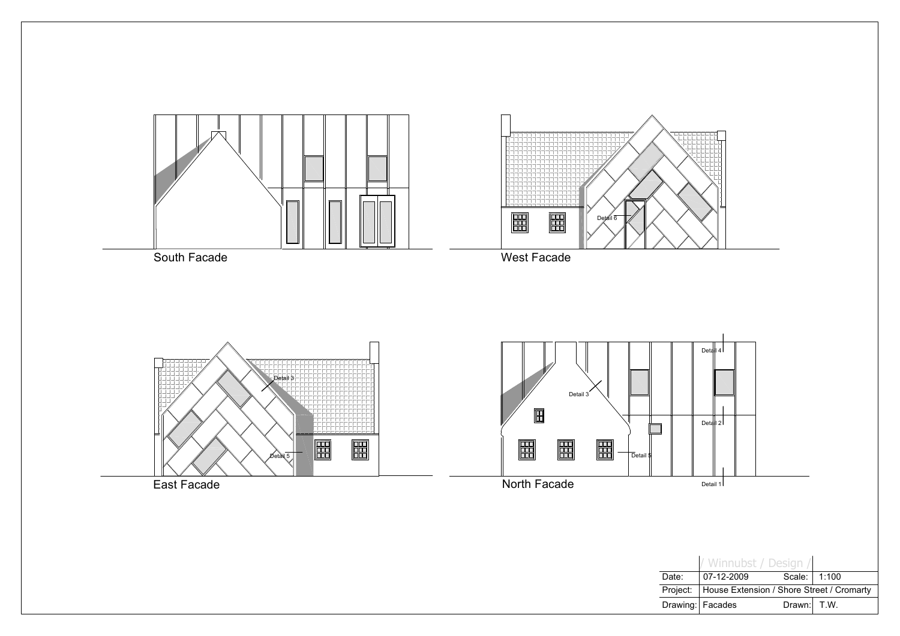South Facade

West Facade

Detail 6

East Facade

Detail 3

Detail 5

North Facade

Detail 3

Detail 4

Detail 2

Detail 5

Detail 1

| | / Winnubst / Design / | | |
|---|---|---|---|
| Date: | 07-12-2009 | Scale: | 1:100 |
| Project: | House Extension / Shore Street / Cromarty | | |
| Drawing: | Facades | Drawn: | T.W. |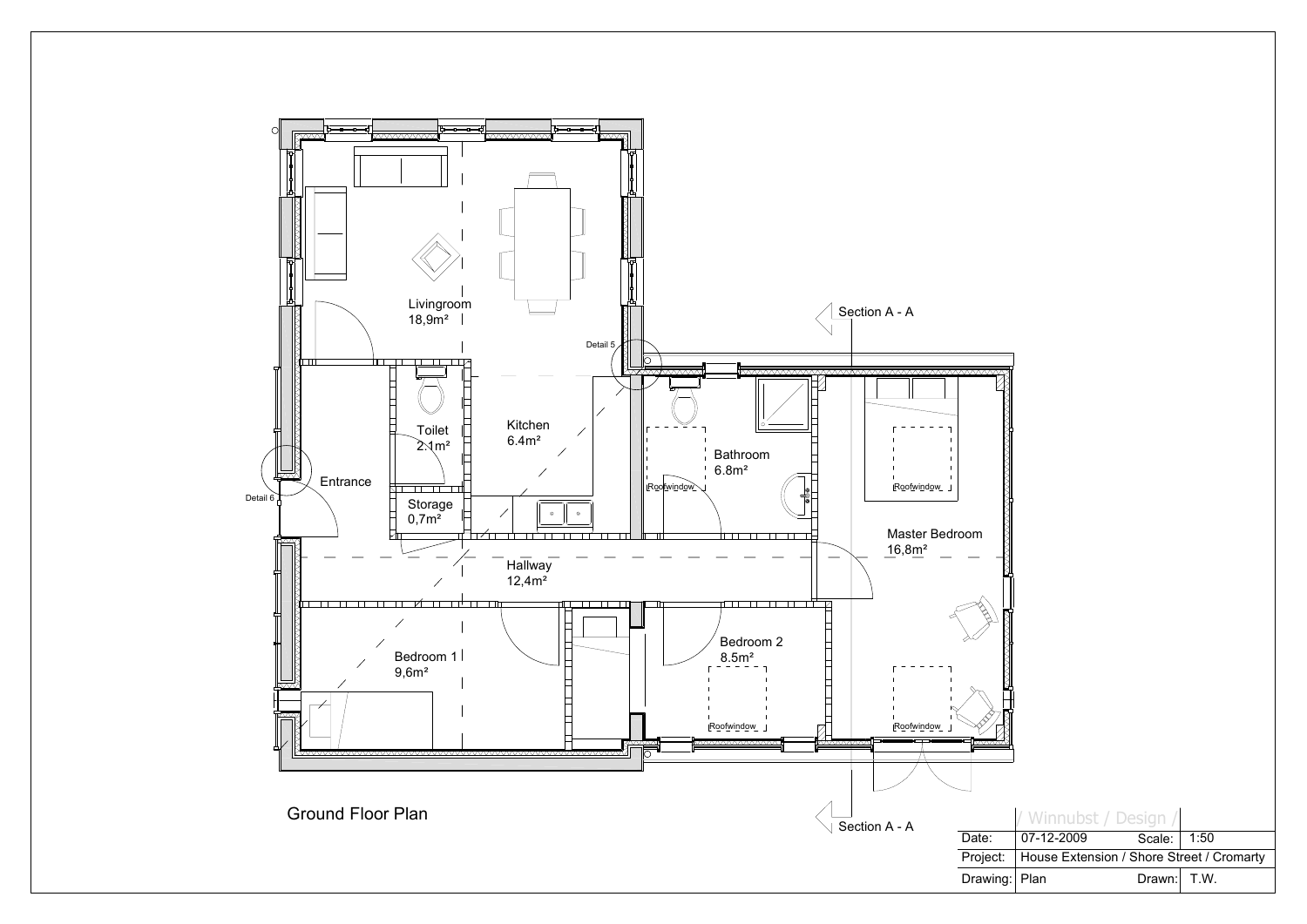Livingroom
18,9m²

Detail 5

Toilet
2.1m²

Kitchen
6.4m²

Bathroom
6.8m²

Roofwindow

Roofwindow

Section A - A

Entrance

Detail 6

Storage
0,7m²

Master Bedroom
16,8m²

Hallway
12,4m²

Bedroom 1
9,6m²

Bedroom 2
8.5m²

Roofwindow

Roofwindow

Ground Floor Plan

Section A - A

/ Winnubst / Design /

| | | | |
|---|---|---|---|
| Date: | 07-12-2009 | Scale: | 1:50 |
| Project: | House Extension / Shore Street / Cromarty | | |
| Drawing: | Plan | Drawn: | T.W. |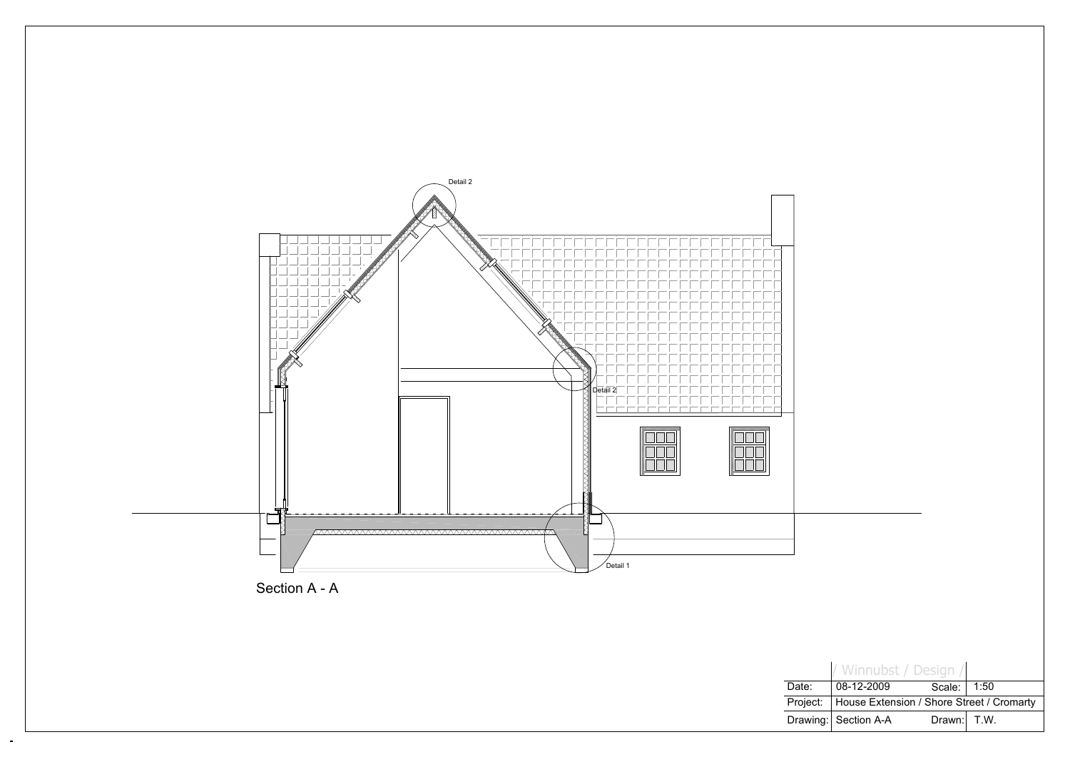Detail 2

Detail 2

Detail 1

Section A - A

| / Winnubst / Design / | | | |
|---|---|---|---|
| Date: | 08-12-2009 | Scale: | 1:50 |
| Project: | House Extension / Shore Street / Cromarty | | |
| Drawing: | Section A-A | Drawn: | T.W. |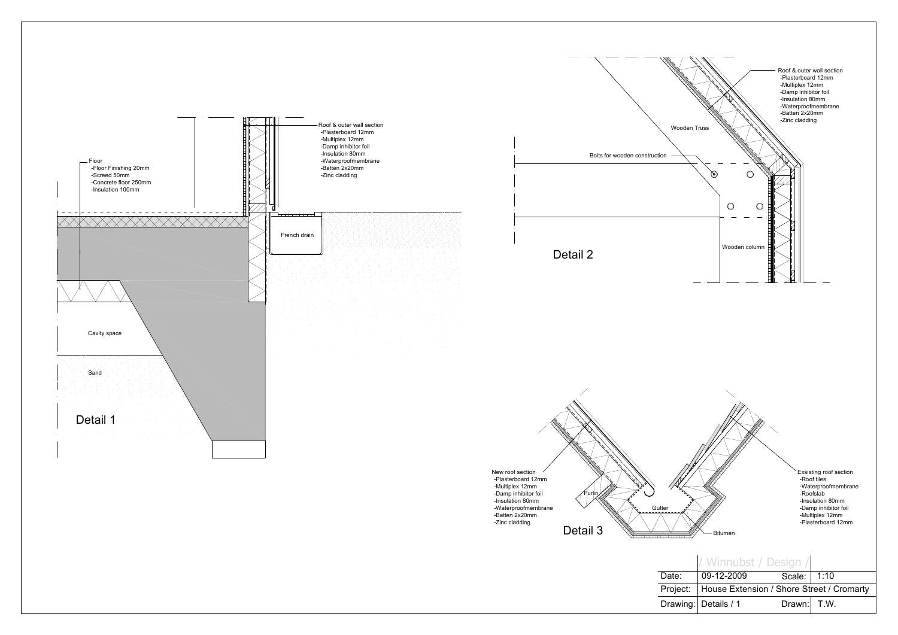## Detail 1

Roof & outer wall section
- Plasterboard 12mm
- Multiplex 12mm
- Damp inhibitor foil
- Insulation 80mm
- Waterproofmembrane
- Batten 2x20mm
- Zinc cladding

Floor
- Floor Finishing 20mm
- Screed 50mm
- Concrete floor 250mm
- Insulation 100mm

French drain

Cavity space

Sand

## Detail 2

Roof & outer wall section
- Plasterboard 12mm
- Multiplex 12mm
- Damp inhibitor foil
- Insulation 80mm
- Waterproofmembrane
- Batten 2x20mm
- Zinc cladding

Wooden Truss

Bolts for wooden construction

Wooden column

## Detail 3

New roof section
- Plasterboard 12mm
- Multiplex 12mm
- Damp inhibitor foil
- Insulation 80mm
- Waterproofmembrane
- Batten 2x20mm
- Zinc cladding

Purlin

Gutter

Bitumen

Exsisting roof section
- Roof tiles
- Waterproofmembrane
- Roofslab
- Insulation 80mm
- Damp inhibitor foil
- Multiplex 12mm
- Plasterboard 12mm

| / Winnubst / Design / | | | |
|---|---|---|---|
| Date: | 09-12-2009 | Scale: | 1:10 |
| Project: | House Extension / Shore Street / Cromarty | | |
| Drawing: | Details / 1 | Drawn: | T.W. |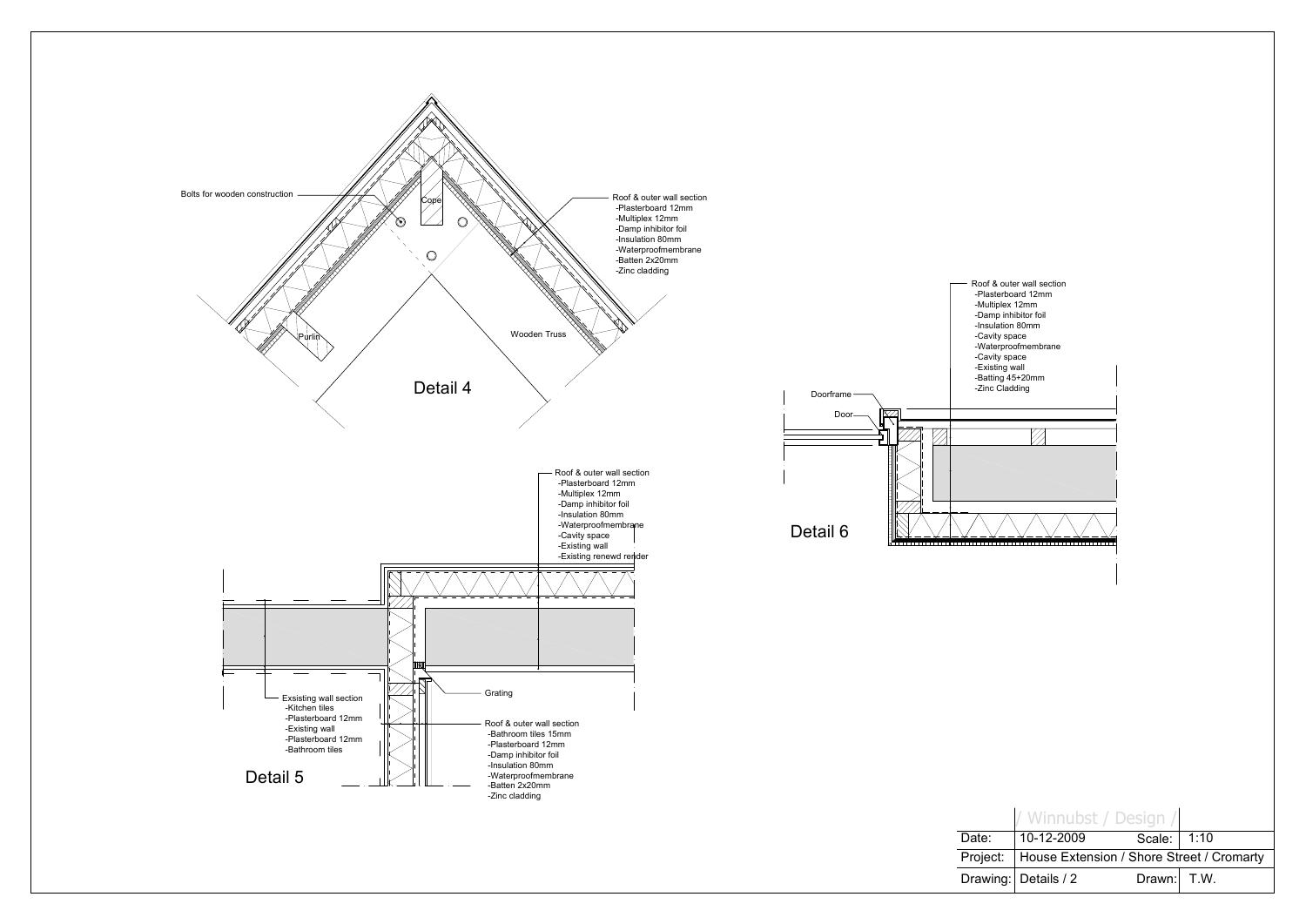## Detail 4

Bolts for wooden construction

Cope

Purlin

Wooden Truss

Roof & outer wall section
- -Plasterboard 12mm
- -Multiplex 12mm
- -Damp inhibitor foil
- -Insulation 80mm
- -Waterproofmembrane
- -Batten 2x20mm
- -Zinc cladding

## Detail 6

Doorframe

Door

Roof & outer wall section
- -Plasterboard 12mm
- -Multiplex 12mm
- -Damp inhibitor foil
- -Insulation 80mm
- -Cavity space
- -Waterproofmembrane
- -Cavity space
- -Existing wall
- -Batting 45+20mm
- -Zinc Cladding

## Detail 5

Roof & outer wall section
- -Plasterboard 12mm
- -Multiplex 12mm
- -Damp inhibitor foil
- -Insulation 80mm
- -Waterproofmembrane
- -Cavity space
- -Existing wall
- -Existing renewd render

Exsisting wall section
- -Kitchen tiles
- -Plasterboard 12mm
- -Existing wall
- -Plasterboard 12mm
- -Bathroom tiles

Grating

Roof & outer wall section
- -Bathroom tiles 15mm
- -Plasterboard 12mm
- -Damp inhibitor foil
- -Insulation 80mm
- -Waterproofmembrane
- -Batten 2x20mm
- -Zinc cladding

| | / Winnubst / Design / | | |
|---|---|---|---|
| Date: | 10-12-2009 | Scale: | 1:10 |
| Project: | House Extension / Shore Street / Cromarty | | |
| Drawing: | Details / 2 | Drawn: | T.W. |